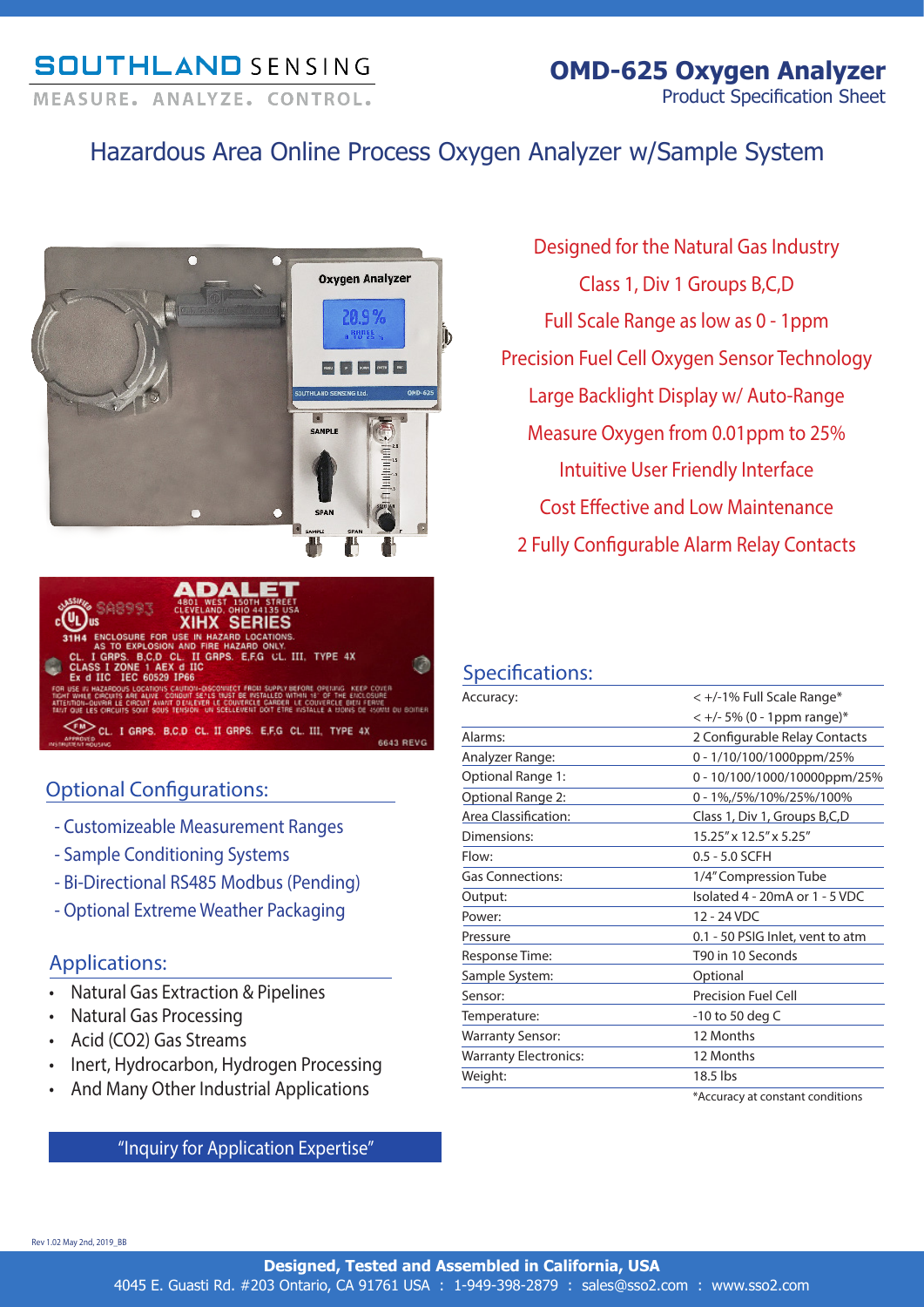SOUTHLAND SENSING

MEASURE. ANALYZE. CONTROL.

# OMD-625 Oxygen Analyzer

Product Specification Sheet

## Hazardous Area Online Process Oxygen Analyzer w/Sample System

Designed for the Natural Gas Industry

Class 1, Div 1 Groups B,C,D

Full Scale Range as low as 0 - 1ppm

Precision Fuel Cell Oxygen Sensor Technology

Large Backlight Display w/ Auto-Range

Measure Oxygen from 0.01ppm to 25%

Intuitive User Friendly Interface

Cost Effective and Low Maintenance

2 Fully Configurable Alarm Relay Contacts

## Optional Configurations:

- Customizeable Measurement Ranges
- Sample Conditioning Systems
- Bi-Directional RS485 Modbus (Pending)
- Optional Extreme Weather Packaging

## Applications:

- Natural Gas Extraction & Pipelines
- Natural Gas Processing
- Acid ($CO_2$) Gas Streams
- Inert, Hydrocarbon, Hydrogen Processing
- And Many Other Industrial Applications

"Inquiry for Application Expertise"

## Specifications:

| | |
|---|---|
| Accuracy: | < +/-1% Full Scale Range* <br> < +/- 5% (0 - 1ppm range)* |
| Alarms: | 2 Configurable Relay Contacts |
| Analyzer Range: | 0 - 1/10/100/1000ppm/25% |
| Optional Range 1: | 0 - 10/100/1000/10000ppm/25% |
| Optional Range 2: | 0 - 1%,/5%/10%/25%/100% |
| Area Classification: | Class 1, Div 1, Groups B,C,D |
| Dimensions: | 15.25" x 12.5" x 5.25" |
| Flow: | 0.5 - 5.0 SCFH |
| Gas Connections: | 1/4" Compression Tube |
| Output: | Isolated 4 - 20mA or 1 - 5 VDC |
| Power: | 12 - 24 VDC |
| Pressure | 0.1 - 50 PSIG Inlet, vent to atm |
| Response Time: | T90 in 10 Seconds |
| Sample System: | Optional |
| Sensor: | Precision Fuel Cell |
| Temperature: | -10 to 50 deg C |
| Warranty Sensor: | 12 Months |
| Warranty Electronics: | 12 Months |
| Weight: | 18.5 lbs |

*Accuracy at constant conditions

Rev 1.02 May 2nd, 2019_BB

**Designed, Tested and Assembled in California, USA**

4045 E. Guasti Rd. #203 Ontario, CA 91761 USA : 1-949-398-2879 : sales@sso2.com : www.sso2.com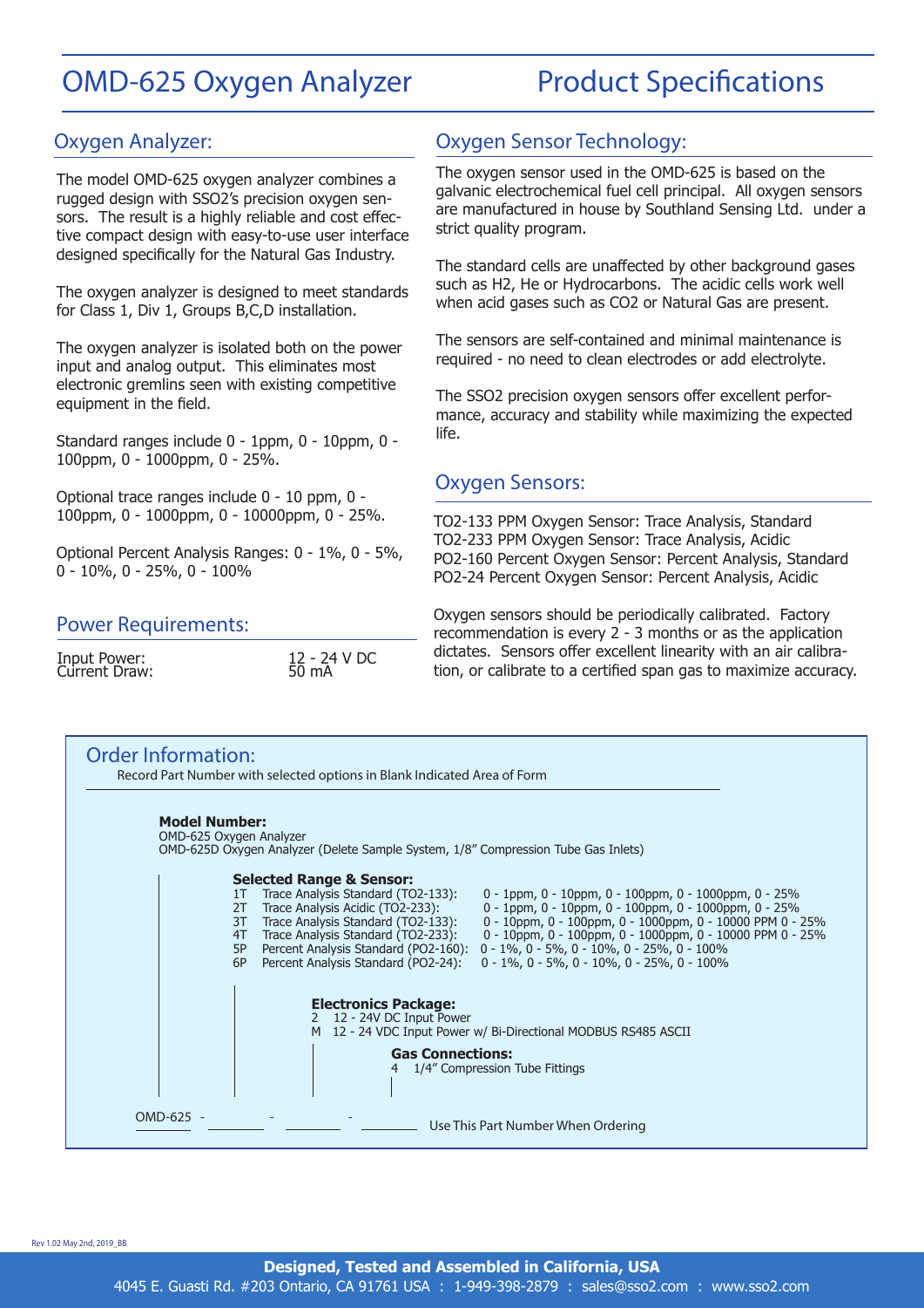# OMD-625 Oxygen Analyzer — Product Specifications

## Oxygen Analyzer:

The model OMD-625 oxygen analyzer combines a rugged design with SSO2's precision oxygen sensors. The result is a highly reliable and cost effective compact design with easy-to-use user interface designed specifically for the Natural Gas Industry.

The oxygen analyzer is designed to meet standards for Class 1, Div 1, Groups B,C,D installation.

The oxygen analyzer is isolated both on the power input and analog output. This eliminates most electronic gremlins seen with existing competitive equipment in the field.

Standard ranges include 0 - 1ppm, 0 - 10ppm, 0 - 100ppm, 0 - 1000ppm, 0 - 25%.

Optional trace ranges include 0 - 10 ppm, 0 - 100ppm, 0 - 1000ppm, 0 - 10000ppm, 0 - 25%.

Optional Percent Analysis Ranges: 0 - 1%, 0 - 5%, 0 - 10%, 0 - 25%, 0 - 100%

## Power Requirements:

| | |
|---|---|
| Input Power: | 12 - 24 V DC |
| Current Draw: | 50 mA |

## Oxygen Sensor Technology:

The oxygen sensor used in the OMD-625 is based on the galvanic electrochemical fuel cell principal. All oxygen sensors are manufactured in house by Southland Sensing Ltd. under a strict quality program.

The standard cells are unaffected by other background gases such as H2, He or Hydrocarbons. The acidic cells work well when acid gases such as CO2 or Natural Gas are present.

The sensors are self-contained and minimal maintenance is required - no need to clean electrodes or add electrolyte.

The SSO2 precision oxygen sensors offer excellent performance, accuracy and stability while maximizing the expected life.

## Oxygen Sensors:

TO2-133 PPM Oxygen Sensor: Trace Analysis, Standard
TO2-233 PPM Oxygen Sensor: Trace Analysis, Acidic
PO2-160 Percent Oxygen Sensor: Percent Analysis, Standard
PO2-24 Percent Oxygen Sensor: Percent Analysis, Acidic

Oxygen sensors should be periodically calibrated. Factory recommendation is every 2 - 3 months or as the application dictates. Sensors offer excellent linearity with an air calibration, or calibrate to a certified span gas to maximize accuracy.

## Order Information:

Record Part Number with selected options in Blank Indicated Area of Form

**Model Number:**
OMD-625 Oxygen Analyzer
OMD-625D Oxygen Analyzer (Delete Sample System, 1/8" Compression Tube Gas Inlets)

**Selected Range & Sensor:**

| | | |
|---|---|---|
| 1T | Trace Analysis Standard (TO2-133): | 0 - 1ppm, 0 - 10ppm, 0 - 100ppm, 0 - 1000ppm, 0 - 25% |
| 2T | Trace Analysis Acidic (TO2-233): | 0 - 1ppm, 0 - 10ppm, 0 - 100ppm, 0 - 1000ppm, 0 - 25% |
| 3T | Trace Analysis Standard (TO2-133): | 0 - 10ppm, 0 - 100ppm, 0 - 1000ppm, 0 - 10000 PPM 0 - 25% |
| 4T | Trace Analysis Standard (TO2-233): | 0 - 10ppm, 0 - 100ppm, 0 - 1000ppm, 0 - 10000 PPM 0 - 25% |
| 5P | Percent Analysis Standard (PO2-160): | 0 - 1%, 0 - 5%, 0 - 10%, 0 - 25%, 0 - 100% |
| 6P | Percent Analysis Standard (PO2-24): | 0 - 1%, 0 - 5%, 0 - 10%, 0 - 25%, 0 - 100% |

**Electronics Package:**
2 12 - 24V DC Input Power
M 12 - 24 VDC Input Power w/ Bi-Directional MODBUS RS485 ASCII

**Gas Connections:**
4 1/4" Compression Tube Fittings

OMD-625 - ______ - ______ - ______ Use This Part Number When Ordering

Rev 1.02 May 2nd, 2019_BB

**Designed, Tested and Assembled in California, USA**
4045 E. Guasti Rd. #203 Ontario, CA 91761 USA : 1-949-398-2879 : sales@sso2.com : www.sso2.com